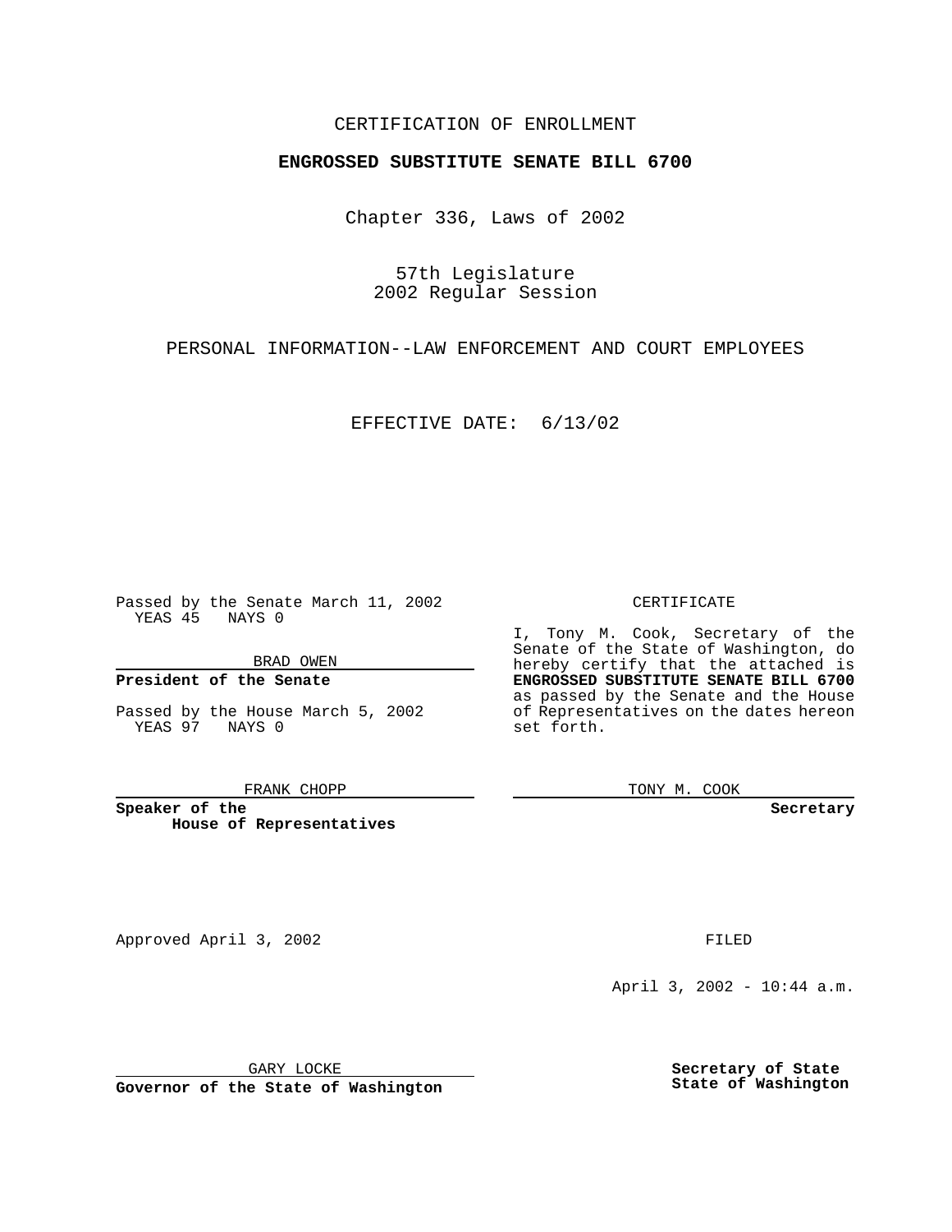CERTIFICATION OF ENROLLMENT

**ENGROSSED SUBSTITUTE SENATE BILL 6700**

Chapter 336, Laws of 2002

57th Legislature
2002 Regular Session

PERSONAL INFORMATION--LAW ENFORCEMENT AND COURT EMPLOYEES

EFFECTIVE DATE: 6/13/02

Passed by the Senate March 11, 2002
YEAS 45 NAYS 0

BRAD OWEN

**President of the Senate**

Passed by the House March 5, 2002
YEAS 97 NAYS 0

FRANK CHOPP

**Speaker of the House of Representatives**

CERTIFICATE

I, Tony M. Cook, Secretary of the Senate of the State of Washington, do hereby certify that the attached is **ENGROSSED SUBSTITUTE SENATE BILL 6700** as passed by the Senate and the House of Representatives on the dates hereon set forth.

TONY M. COOK

**Secretary**

Approved April 3, 2002

GARY LOCKE

**Governor of the State of Washington**

FILED

April 3, 2002 - 10:44 a.m.

**Secretary of State**
**State of Washington**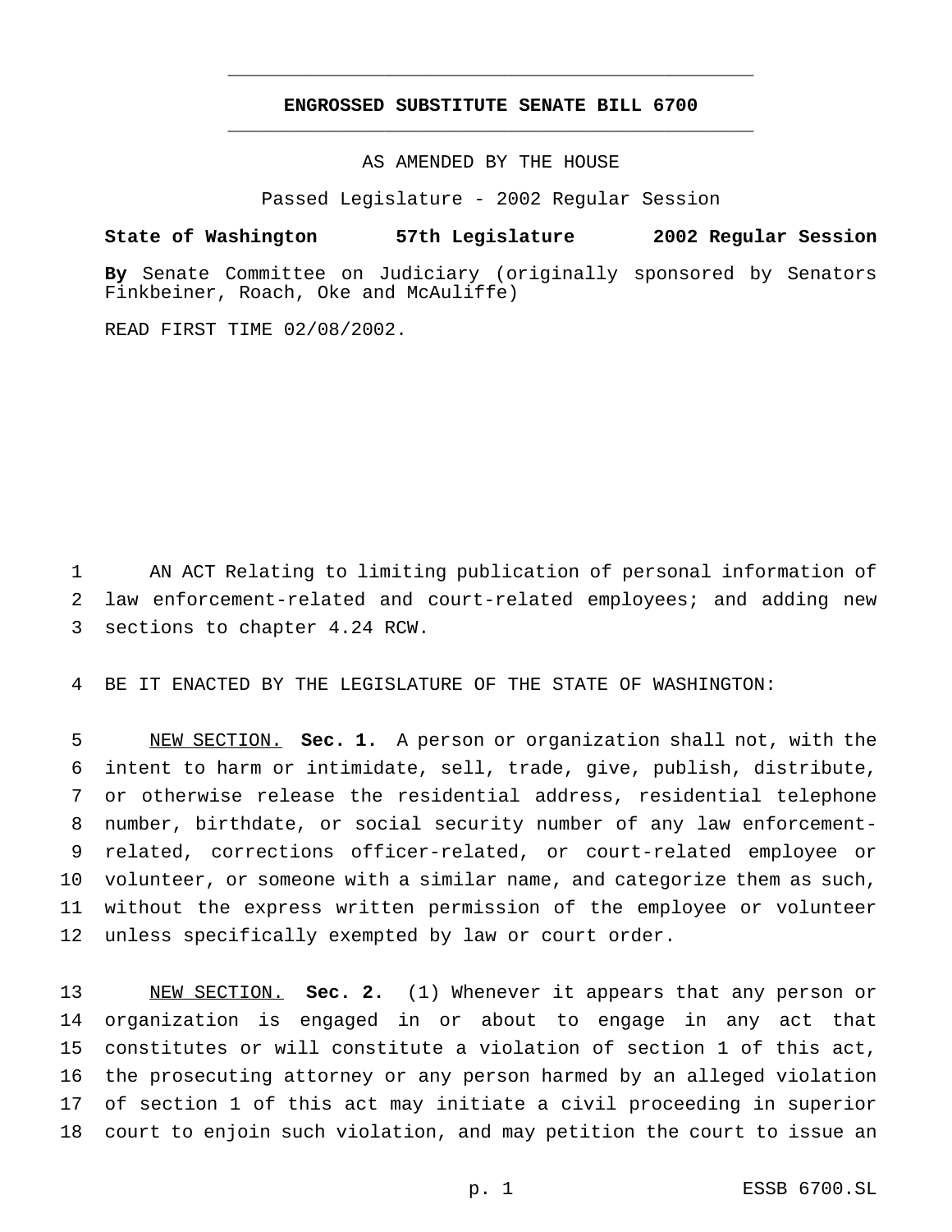# ENGROSSED SUBSTITUTE SENATE BILL 6700

AS AMENDED BY THE HOUSE

Passed Legislature - 2002 Regular Session

**State of Washington 57th Legislature 2002 Regular Session**

**By** Senate Committee on Judiciary (originally sponsored by Senators Finkbeiner, Roach, Oke and McAuliffe)

READ FIRST TIME 02/08/2002.

AN ACT Relating to limiting publication of personal information of law enforcement-related and court-related employees; and adding new sections to chapter 4.24 RCW.

BE IT ENACTED BY THE LEGISLATURE OF THE STATE OF WASHINGTON:

NEW SECTION. **Sec. 1.** A person or organization shall not, with the intent to harm or intimidate, sell, trade, give, publish, distribute, or otherwise release the residential address, residential telephone number, birthdate, or social security number of any law enforcement-related, corrections officer-related, or court-related employee or volunteer, or someone with a similar name, and categorize them as such, without the express written permission of the employee or volunteer unless specifically exempted by law or court order.

NEW SECTION. **Sec. 2.** (1) Whenever it appears that any person or organization is engaged in or about to engage in any act that constitutes or will constitute a violation of section 1 of this act, the prosecuting attorney or any person harmed by an alleged violation of section 1 of this act may initiate a civil proceeding in superior court to enjoin such violation, and may petition the court to issue an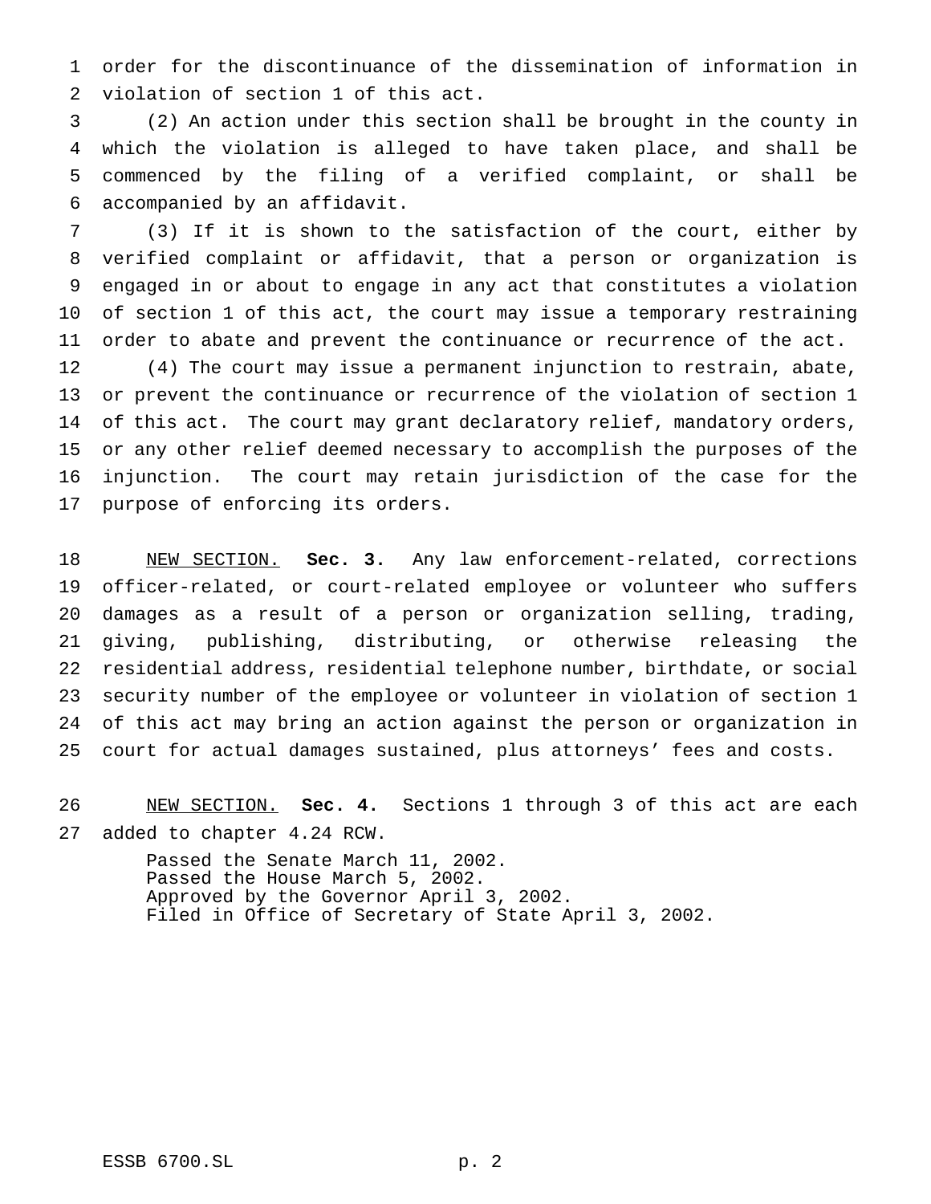order for the discontinuance of the dissemination of information in violation of section 1 of this act.

(2) An action under this section shall be brought in the county in which the violation is alleged to have taken place, and shall be commenced by the filing of a verified complaint, or shall be accompanied by an affidavit.

(3) If it is shown to the satisfaction of the court, either by verified complaint or affidavit, that a person or organization is engaged in or about to engage in any act that constitutes a violation of section 1 of this act, the court may issue a temporary restraining order to abate and prevent the continuance or recurrence of the act.

(4) The court may issue a permanent injunction to restrain, abate, or prevent the continuance or recurrence of the violation of section 1 of this act. The court may grant declaratory relief, mandatory orders, or any other relief deemed necessary to accomplish the purposes of the injunction. The court may retain jurisdiction of the case for the purpose of enforcing its orders.

NEW SECTION. **Sec. 3.** Any law enforcement-related, corrections officer-related, or court-related employee or volunteer who suffers damages as a result of a person or organization selling, trading, giving, publishing, distributing, or otherwise releasing the residential address, residential telephone number, birthdate, or social security number of the employee or volunteer in violation of section 1 of this act may bring an action against the person or organization in court for actual damages sustained, plus attorneys' fees and costs.

NEW SECTION. **Sec. 4.** Sections 1 through 3 of this act are each added to chapter 4.24 RCW.

Passed the Senate March 11, 2002.
Passed the House March 5, 2002.
Approved by the Governor April 3, 2002.
Filed in Office of Secretary of State April 3, 2002.